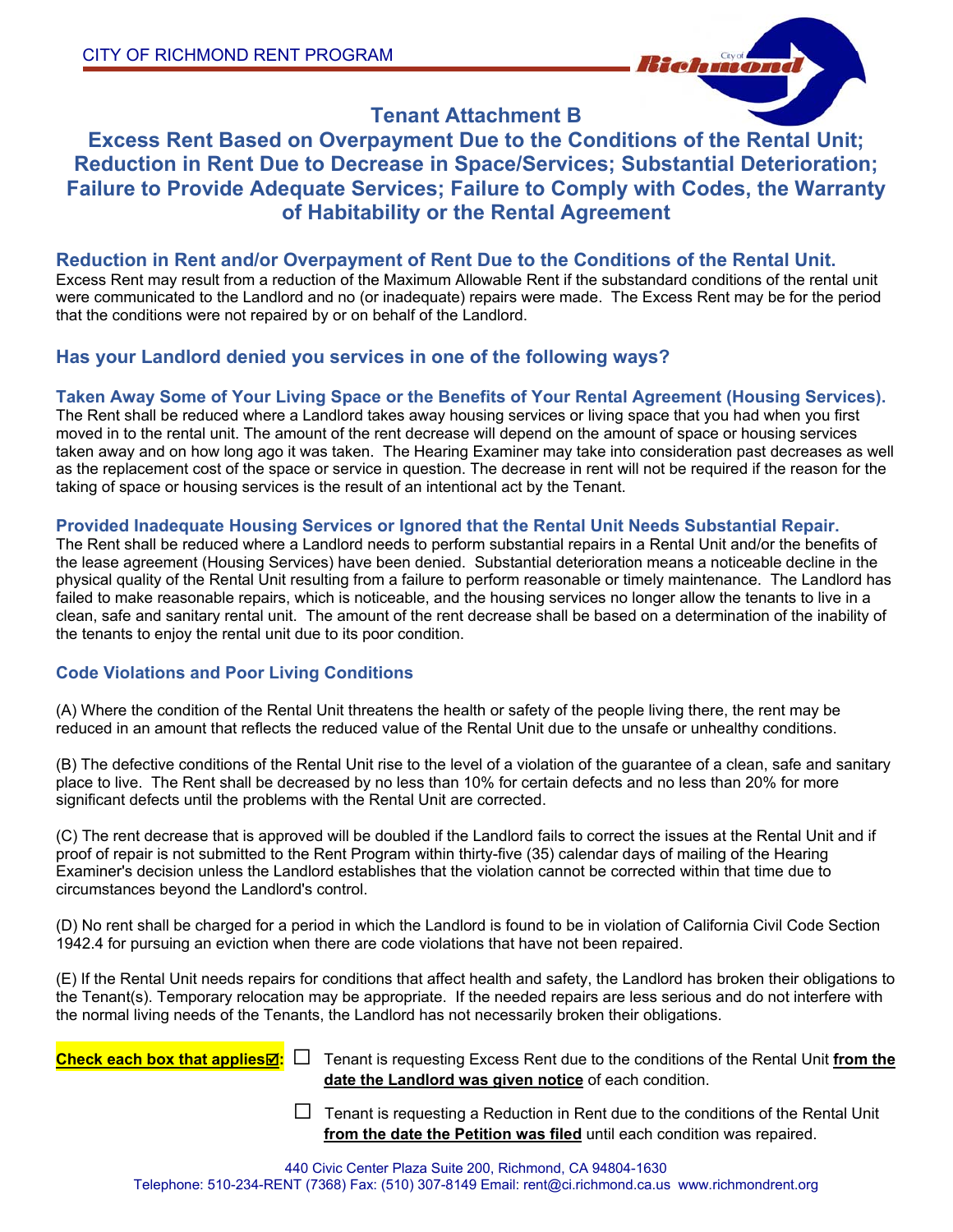CITY OF RICHMOND RENT PROGRAM

# Tenant Attachment B

## Excess Rent Based on Overpayment Due to the Conditions of the Rental Unit; Reduction in Rent Due to Decrease in Space/Services; Substantial Deterioration; Failure to Provide Adequate Services; Failure to Comply with Codes, the Warranty of Habitability or the Rental Agreement

### Reduction in Rent and/or Overpayment of Rent Due to the Conditions of the Rental Unit.

Excess Rent may result from a reduction of the Maximum Allowable Rent if the substandard conditions of the rental unit were communicated to the Landlord and no (or inadequate) repairs were made. The Excess Rent may be for the period that the conditions were not repaired by or on behalf of the Landlord.

### Has your Landlord denied you services in one of the following ways?

**Taken Away Some of Your Living Space or the Benefits of Your Rental Agreement (Housing Services).**

The Rent shall be reduced where a Landlord takes away housing services or living space that you had when you first moved in to the rental unit. The amount of the rent decrease will depend on the amount of space or housing services taken away and on how long ago it was taken. The Hearing Examiner may take into consideration past decreases as well as the replacement cost of the space or service in question. The decrease in rent will not be required if the reason for the taking of space or housing services is the result of an intentional act by the Tenant.

**Provided Inadequate Housing Services or Ignored that the Rental Unit Needs Substantial Repair.**

The Rent shall be reduced where a Landlord needs to perform substantial repairs in a Rental Unit and/or the benefits of the lease agreement (Housing Services) have been denied. Substantial deterioration means a noticeable decline in the physical quality of the Rental Unit resulting from a failure to perform reasonable or timely maintenance. The Landlord has failed to make reasonable repairs, which is noticeable, and the housing services no longer allow the tenants to live in a clean, safe and sanitary rental unit. The amount of the rent decrease shall be based on a determination of the inability of the tenants to enjoy the rental unit due to its poor condition.

**Code Violations and Poor Living Conditions**

(A) Where the condition of the Rental Unit threatens the health or safety of the people living there, the rent may be reduced in an amount that reflects the reduced value of the Rental Unit due to the unsafe or unhealthy conditions.

(B) The defective conditions of the Rental Unit rise to the level of a violation of the guarantee of a clean, safe and sanitary place to live. The Rent shall be decreased by no less than 10% for certain defects and no less than 20% for more significant defects until the problems with the Rental Unit are corrected.

(C) The rent decrease that is approved will be doubled if the Landlord fails to correct the issues at the Rental Unit and if proof of repair is not submitted to the Rent Program within thirty-five (35) calendar days of mailing of the Hearing Examiner's decision unless the Landlord establishes that the violation cannot be corrected within that time due to circumstances beyond the Landlord's control.

(D) No rent shall be charged for a period in which the Landlord is found to be in violation of California Civil Code Section 1942.4 for pursuing an eviction when there are code violations that have not been repaired.

(E) If the Rental Unit needs repairs for conditions that affect health and safety, the Landlord has broken their obligations to the Tenant(s). Temporary relocation may be appropriate. If the needed repairs are less serious and do not interfere with the normal living needs of the Tenants, the Landlord has not necessarily broken their obligations.

**Check each box that applies☑:**

- ☐ Tenant is requesting Excess Rent due to the conditions of the Rental Unit **from the date the Landlord was given notice** of each condition.
- ☐ Tenant is requesting a Reduction in Rent due to the conditions of the Rental Unit **from the date the Petition was filed** until each condition was repaired.

440 Civic Center Plaza Suite 200, Richmond, CA 94804-1630
Telephone: 510-234-RENT (7368) Fax: (510) 307-8149 Email: rent@ci.richmond.ca.us www.richmondrent.org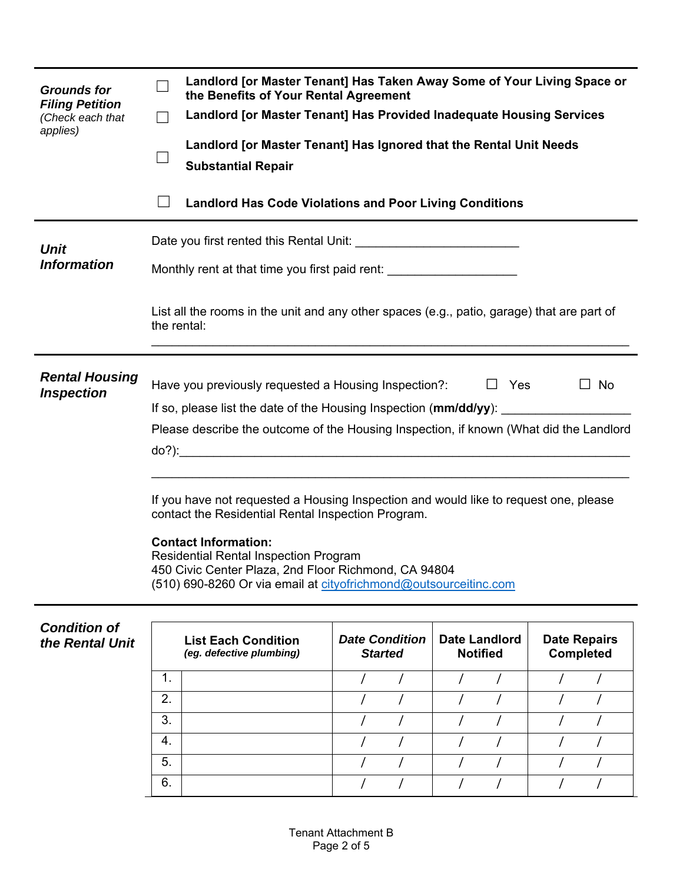### *Grounds for Filing Petition*
*(Check each that applies)*

- ☐ **Landlord [or Master Tenant] Has Taken Away Some of Your Living Space or the Benefits of Your Rental Agreement**
- ☐ **Landlord [or Master Tenant] Has Provided Inadequate Housing Services**
- ☐ **Landlord [or Master Tenant] Has Ignored that the Rental Unit Needs Substantial Repair**
- ☐ **Landlord Has Code Violations and Poor Living Conditions**

### *Unit Information*

Date you first rented this Rental Unit: ________________________

Monthly rent at that time you first paid rent: ___________________

List all the rooms in the unit and any other spaces (e.g., patio, garage) that are part of the rental:

_________________________________________________________________

### *Rental Housing Inspection*

Have you previously requested a Housing Inspection?: ☐ Yes ☐ No

If so, please list the date of the Housing Inspection (**mm/dd/yy**): __________________

Please describe the outcome of the Housing Inspection, if known (What did the Landlord do?):_________________________________________________________________

_________________________________________________________________

If you have not requested a Housing Inspection and would like to request one, please contact the Residential Rental Inspection Program.

**Contact Information:**
Residential Rental Inspection Program
450 Civic Center Plaza, 2nd Floor Richmond, CA 94804
(510) 690-8260 Or via email at cityofrichmond@outsourceitinc.com

### *Condition of the Rental Unit*

| | **List Each Condition** *(eg. defective plumbing)* | ***Date Condition Started*** | **Date Landlord Notified** | **Date Repairs Completed** |
|---|---|---|---|---|
| 1. | | / / | / / | / / |
| 2. | | / / | / / | / / |
| 3. | | / / | / / | / / |
| 4. | | / / | / / | / / |
| 5. | | / / | / / | / / |
| 6. | | / / | / / | / / |

Tenant Attachment B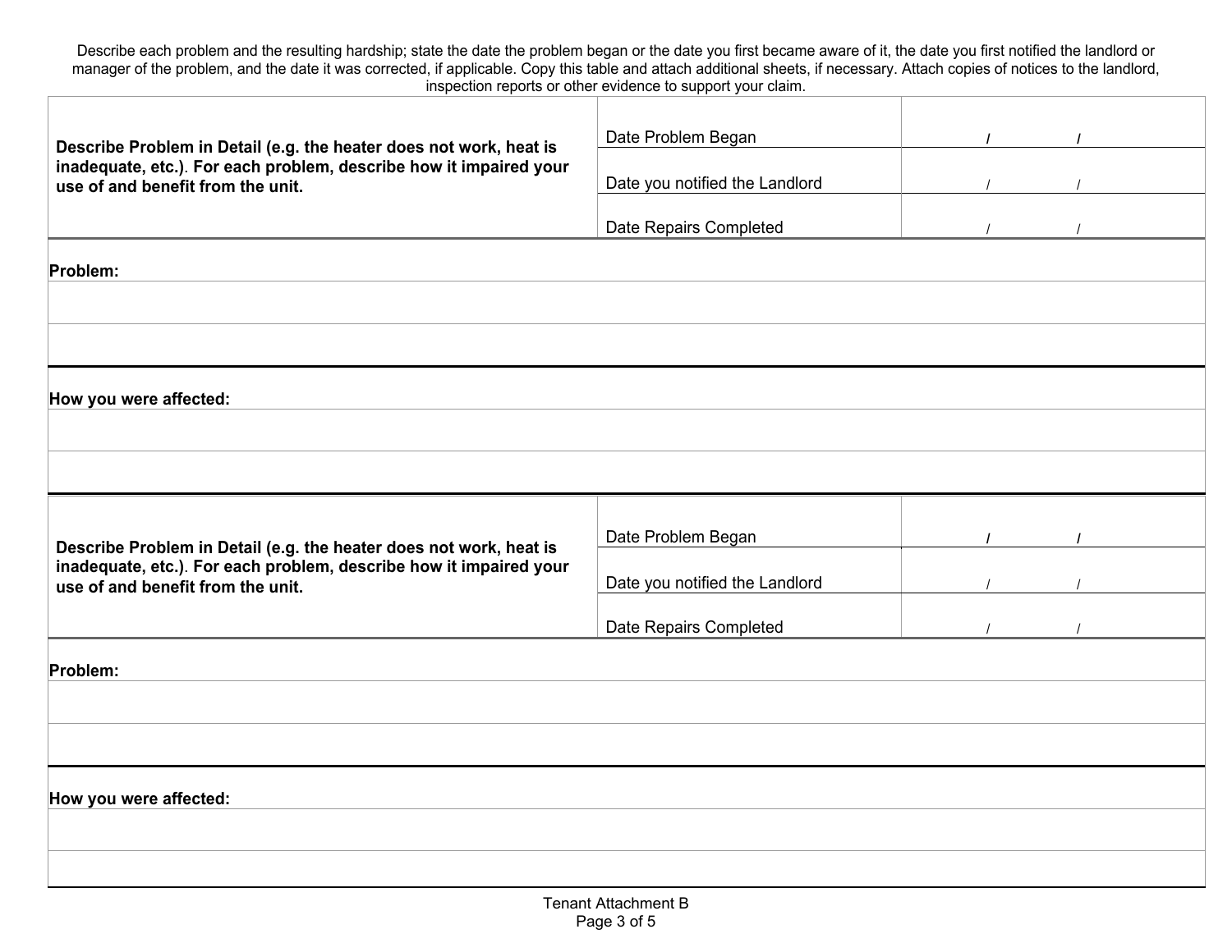Describe each problem and the resulting hardship; state the date the problem began or the date you first became aware of it, the date you first notified the landlord or manager of the problem, and the date it was corrected, if applicable. Copy this table and attach additional sheets, if necessary. Attach copies of notices to the landlord, inspection reports or other evidence to support your claim.

| **Describe Problem in Detail (e.g. the heater does not work, heat is inadequate, etc.). For each problem, describe how it impaired your use of and benefit from the unit.** | Date Problem Began | / / |
|---|---|---|
| | Date you notified the Landlord | / / |
| | Date Repairs Completed | / / |
| **Problem:** | | |
| | | |
| | | |
| **How you were affected:** | | |
| | | |
| | | |

| **Describe Problem in Detail (e.g. the heater does not work, heat is inadequate, etc.). For each problem, describe how it impaired your use of and benefit from the unit.** | Date Problem Began | / / |
|---|---|---|
| | Date you notified the Landlord | / / |
| | Date Repairs Completed | / / |
| **Problem:** | | |
| | | |
| | | |
| **How you were affected:** | | |
| | | |
| | | |

Tenant Attachment B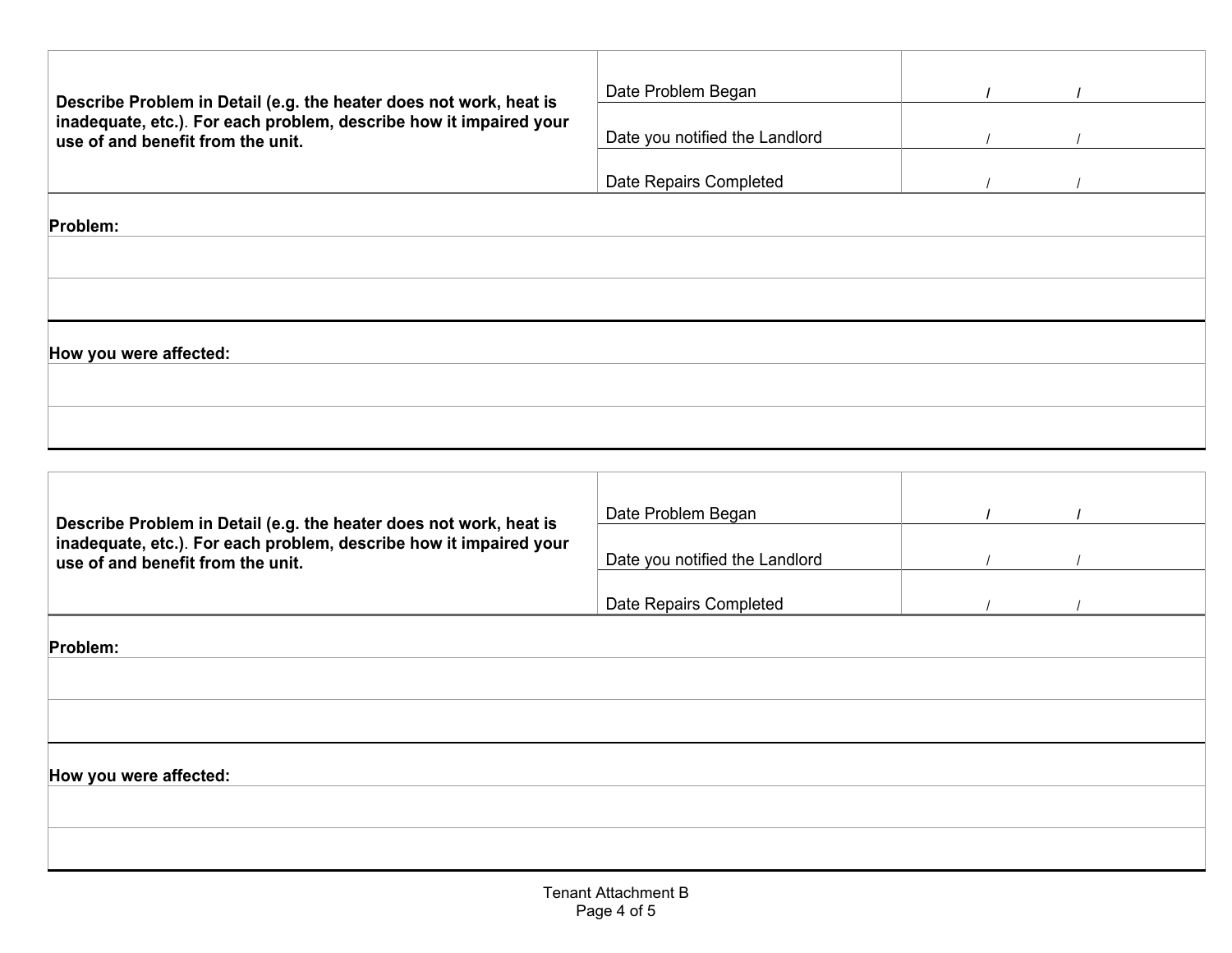| Describe Problem in Detail (e.g. the heater does not work, heat is inadequate, etc.). For each problem, describe how it impaired your use of and benefit from the unit. | Date Problem Began | / / |
|---|---|---|
| | Date you notified the Landlord | / / |
| | Date Repairs Completed | / / |

**Problem:**

&nbsp;

&nbsp;

**How you were affected:**

&nbsp;

&nbsp;

| Describe Problem in Detail (e.g. the heater does not work, heat is inadequate, etc.). For each problem, describe how it impaired your use of and benefit from the unit. | Date Problem Began | / / |
|---|---|---|
| | Date you notified the Landlord | / / |
| | Date Repairs Completed | / / |

**Problem:**

&nbsp;

&nbsp;

**How you were affected:**

&nbsp;

&nbsp;

Tenant Attachment B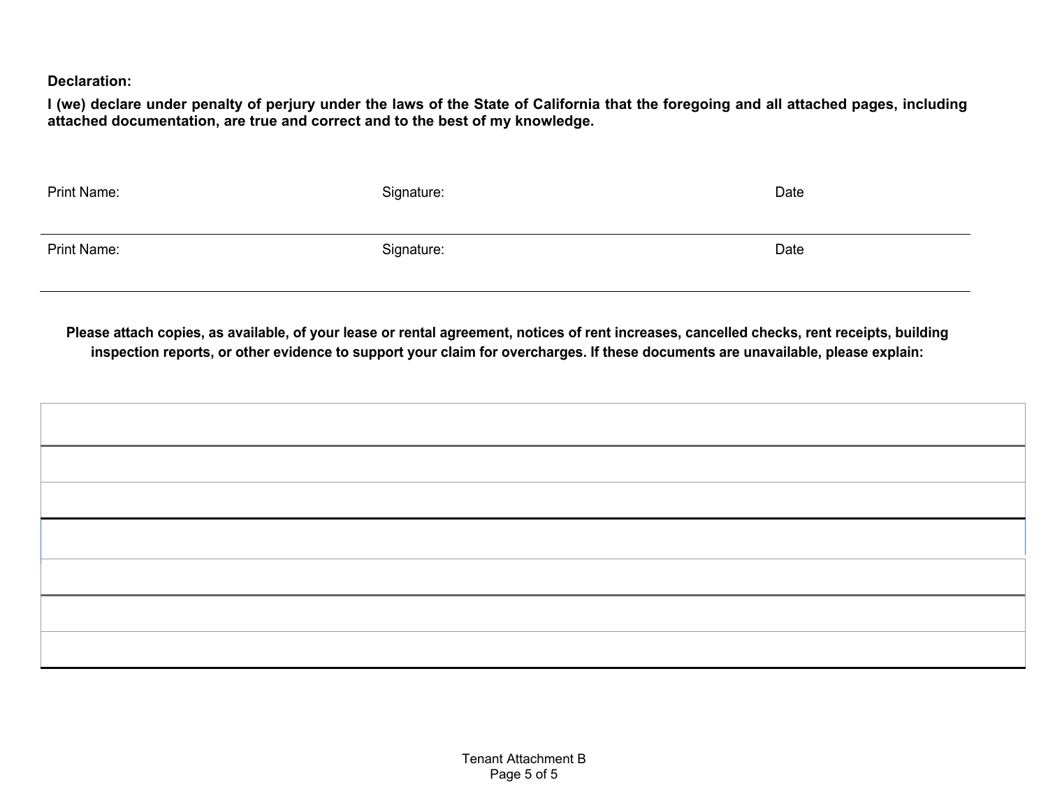**Declaration:**

**I (we) declare under penalty of perjury under the laws of the State of California that the foregoing and all attached pages, including attached documentation, are true and correct and to the best of my knowledge.**

| | | |
|---|---|---|
| Print Name: | Signature: | Date |
| Print Name: | Signature: | Date |

**Please attach copies, as available, of your lease or rental agreement, notices of rent increases, cancelled checks, rent receipts, building inspection reports, or other evidence to support your claim for overcharges. If these documents are unavailable, please explain:**

| |
|---|
| |
| |
| |
| |
| |
| |
| |